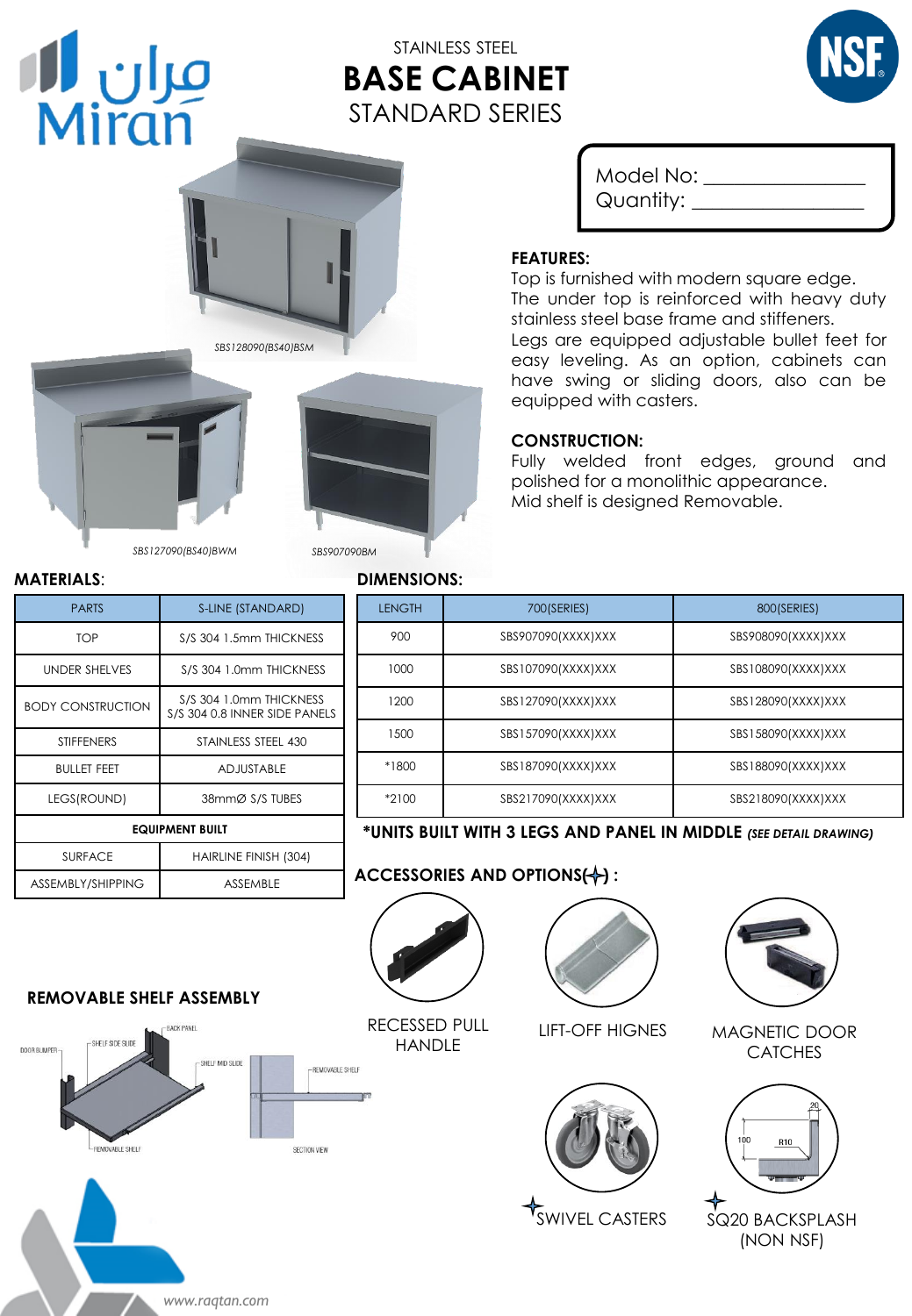# STAINLESS STEEL BASE CABINET STANDARD SERIES

Model No: ______________

Quantity: ______________

SBS128090(BS40)BSM

SBS127090(BS40)BWM

SBS907090BM

### FEATURES:

Top is furnished with modern square edge.
The under top is reinforced with heavy duty stainless steel base frame and stiffeners.
Legs are equipped adjustable bullet feet for easy leveling. As an option, cabinets can have swing or sliding doors, also can be equipped with casters.

### CONSTRUCTION:

Fully welded front edges, ground and polished for a monolithic appearance.
Mid shelf is designed Removable.

### MATERIALS:

| PARTS | S-LINE (STANDARD) |
|---|---|
| TOP | S/S 304 1.5mm THICKNESS |
| UNDER SHELVES | S/S 304 1.0mm THICKNESS |
| BODY CONSTRUCTION | S/S 304 1.0mm THICKNESS S/S 304 0.8 INNER SIDE PANELS |
| STIFFENERS | STAINLESS STEEL 430 |
| BULLET FEET | ADJUSTABLE |
| LEGS(ROUND) | 38mmØ S/S TUBES |
| **EQUIPMENT BUILT** | |
| SURFACE | HAIRLINE FINISH (304) |
| ASSEMBLY/SHIPPING | ASSEMBLE |

### DIMENSIONS:

| LENGTH | 700(SERIES) | 800(SERIES) |
|---|---|---|
| 900 | SBS907090(XXXX)XXX | SBS908090(XXXX)XXX |
| 1000 | SBS107090(XXXX)XXX | SBS108090(XXXX)XXX |
| 1200 | SBS127090(XXXX)XXX | SBS128090(XXXX)XXX |
| 1500 | SBS157090(XXXX)XXX | SBS158090(XXXX)XXX |
| *1800 | SBS187090(XXXX)XXX | SBS188090(XXXX)XXX |
| *2100 | SBS217090(XXXX)XXX | SBS218090(XXXX)XXX |

***UNITS BUILT WITH 3 LEGS AND PANEL IN MIDDLE** *(SEE DETAIL DRAWING)*

### ACCESSORIES AND OPTIONS(✦) :

- RECESSED PULL HANDLE
- LIFT-OFF HIGNES
- MAGNETIC DOOR CATCHES
- ✦ SWIVEL CASTERS
- ✦ SQ20 BACKSPLASH (NON NSF)

### REMOVABLE SHELF ASSEMBLY

DOOR BUMPER — SHELF SIDE SLIDE — BACK PANEL — SHELF MID SLIDE — REMOVABLE SHELF — SECTION VIEW

www.raqtan.com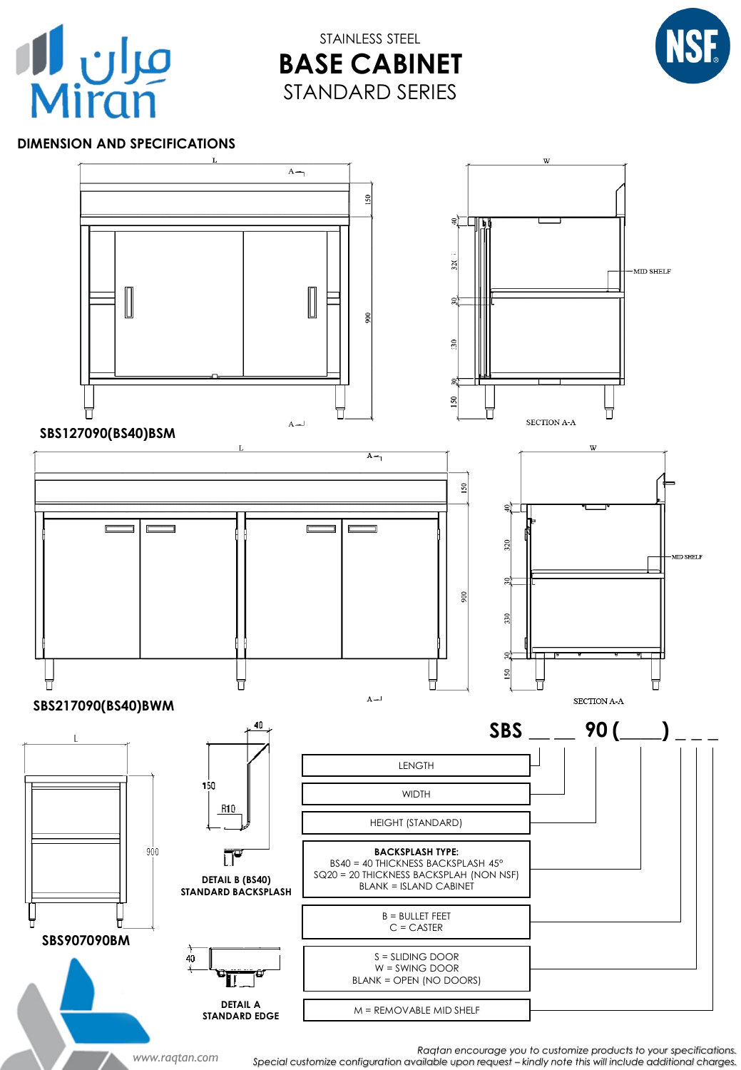STAINLESS STEEL

# BASE CABINET

STANDARD SERIES

## DIMENSION AND SPECIFICATIONS

L

A

150

900

W

40

320

30

330

30

150

MID SHELF

SECTION A-A

**SBS127090(BS40)BSM**

L

A

150

900

W

40

320

30

330

30

150

MID SHELF

SECTION A-A

**SBS217090(BS40)BWM**

L

900

**SBS907090BM**

40

150

R10

**DETAIL B (BS40)**
**STANDARD BACKSPLASH**

40

**DETAIL A**
**STANDARD EDGE**

**SBS __ __ 90 (____) _ _ _**

LENGTH

WIDTH

HEIGHT (STANDARD)

**BACKSPLASH TYPE:**
BS40 = 40 THICKNESS BACKSPLASH 45°
SQ20 = 20 THICKNESS BACKSPLAH (NON NSF)
BLANK = ISLAND CABINET

B = BULLET FEET
C = CASTER

S = SLIDING DOOR
W = SWING DOOR
BLANK = OPEN (NO DOORS)

M = REMOVABLE MID SHELF

www.raqtan.com

*Raqtan encourage you to customize products to your specifications.*
*Special customize configuration available upon request – kindly note this will include additional charges.*